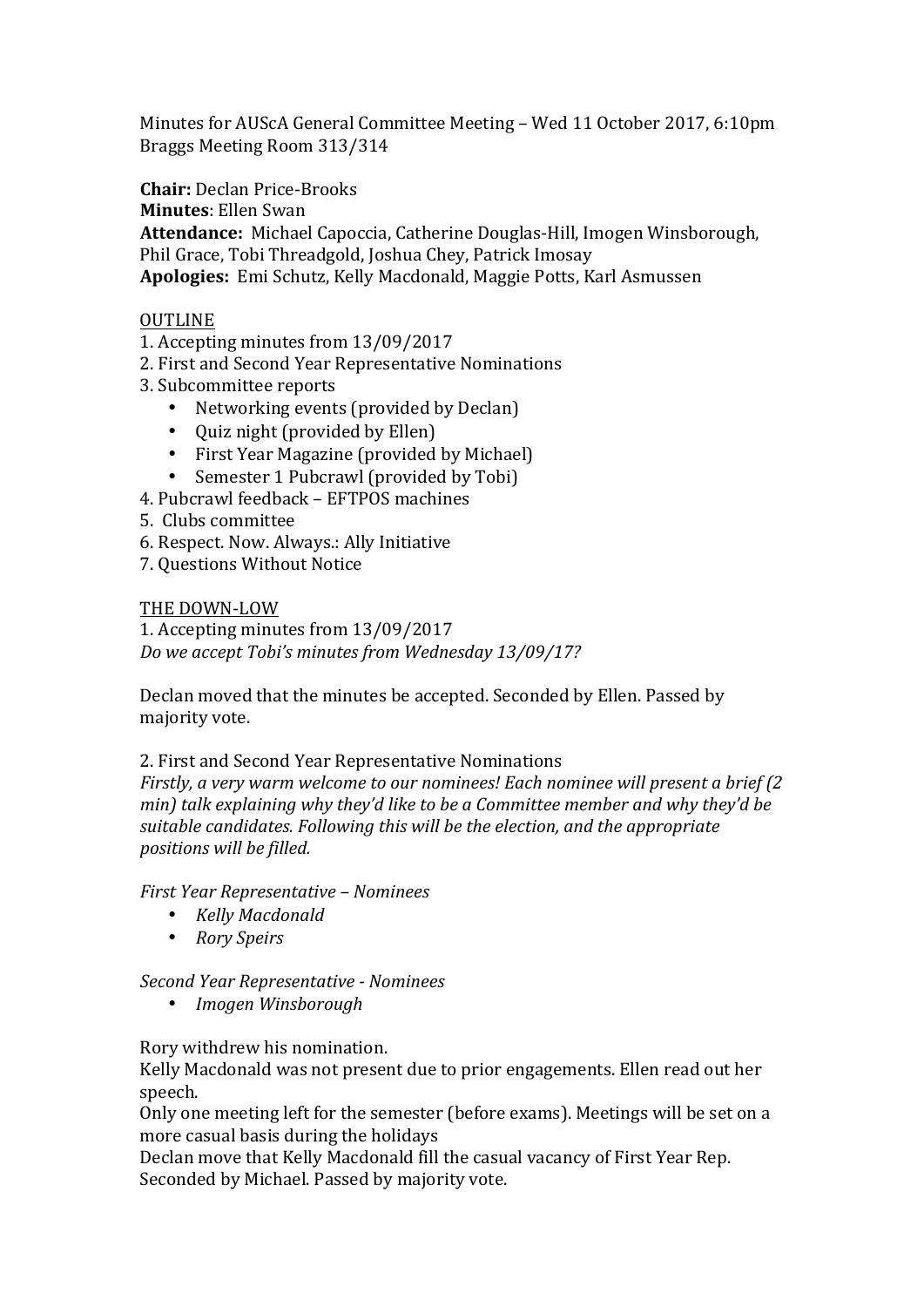Minutes for AUScA General Committee Meeting – Wed 11 October 2017, 6:10pm
Braggs Meeting Room 313/314

**Chair:** Declan Price-Brooks
**Minutes**: Ellen Swan
**Attendance:** Michael Capoccia, Catherine Douglas-Hill, Imogen Winsborough, Phil Grace, Tobi Threadgold, Joshua Chey, Patrick Imosay
**Apologies:** Emi Schutz, Kelly Macdonald, Maggie Potts, Karl Asmussen

OUTLINE

1. Accepting minutes from 13/09/2017
2. First and Second Year Representative Nominations
3. Subcommittee reports
   - Networking events (provided by Declan)
   - Quiz night (provided by Ellen)
   - First Year Magazine (provided by Michael)
   - Semester 1 Pubcrawl (provided by Tobi)
4. Pubcrawl feedback – EFTPOS machines
5. Clubs committee
6. Respect. Now. Always.: Ally Initiative
7. Questions Without Notice

THE DOWN-LOW

1. Accepting minutes from 13/09/2017
*Do we accept Tobi's minutes from Wednesday 13/09/17?*

Declan moved that the minutes be accepted. Seconded by Ellen. Passed by majority vote.

2. First and Second Year Representative Nominations
*Firstly, a very warm welcome to our nominees! Each nominee will present a brief (2 min) talk explaining why they'd like to be a Committee member and why they'd be suitable candidates. Following this will be the election, and the appropriate positions will be filled.*

*First Year Representative – Nominees*

- *Kelly Macdonald*
- *Rory Speirs*

*Second Year Representative - Nominees*

- *Imogen Winsborough*

Rory withdrew his nomination.
Kelly Macdonald was not present due to prior engagements. Ellen read out her speech.
Only one meeting left for the semester (before exams). Meetings will be set on a more casual basis during the holidays
Declan move that Kelly Macdonald fill the casual vacancy of First Year Rep. Seconded by Michael. Passed by majority vote.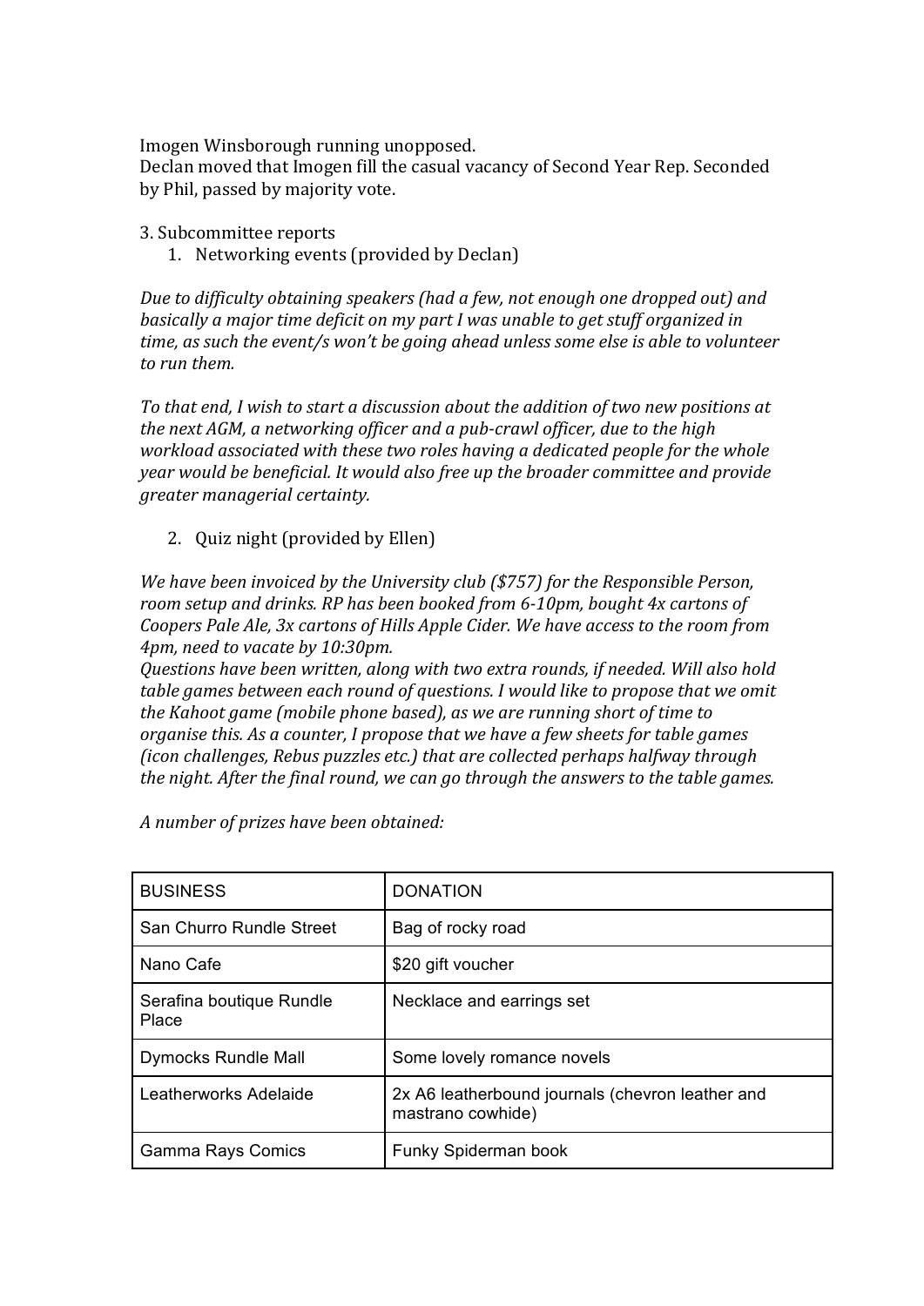Imogen Winsborough running unopposed.
Declan moved that Imogen fill the casual vacancy of Second Year Rep. Seconded by Phil, passed by majority vote.

3. Subcommittee reports

1. Networking events (provided by Declan)

*Due to difficulty obtaining speakers (had a few, not enough one dropped out) and basically a major time deficit on my part I was unable to get stuff organized in time, as such the event/s won't be going ahead unless some else is able to volunteer to run them.*

*To that end, I wish to start a discussion about the addition of two new positions at the next AGM, a networking officer and a pub-crawl officer, due to the high workload associated with these two roles having a dedicated people for the whole year would be beneficial. It would also free up the broader committee and provide greater managerial certainty.*

2. Quiz night (provided by Ellen)

*We have been invoiced by the University club ($757) for the Responsible Person, room setup and drinks. RP has been booked from 6-10pm, bought 4x cartons of Coopers Pale Ale, 3x cartons of Hills Apple Cider. We have access to the room from 4pm, need to vacate by 10:30pm.*
*Questions have been written, along with two extra rounds, if needed. Will also hold table games between each round of questions. I would like to propose that we omit the Kahoot game (mobile phone based), as we are running short of time to organise this. As a counter, I propose that we have a few sheets for table games (icon challenges, Rebus puzzles etc.) that are collected perhaps halfway through the night. After the final round, we can go through the answers to the table games.*

*A number of prizes have been obtained:*

| BUSINESS | DONATION |
|---|---|
| San Churro Rundle Street | Bag of rocky road |
| Nano Cafe | $20 gift voucher |
| Serafina boutique Rundle Place | Necklace and earrings set |
| Dymocks Rundle Mall | Some lovely romance novels |
| Leatherworks Adelaide | 2x A6 leatherbound journals (chevron leather and mastrano cowhide) |
| Gamma Rays Comics | Funky Spiderman book |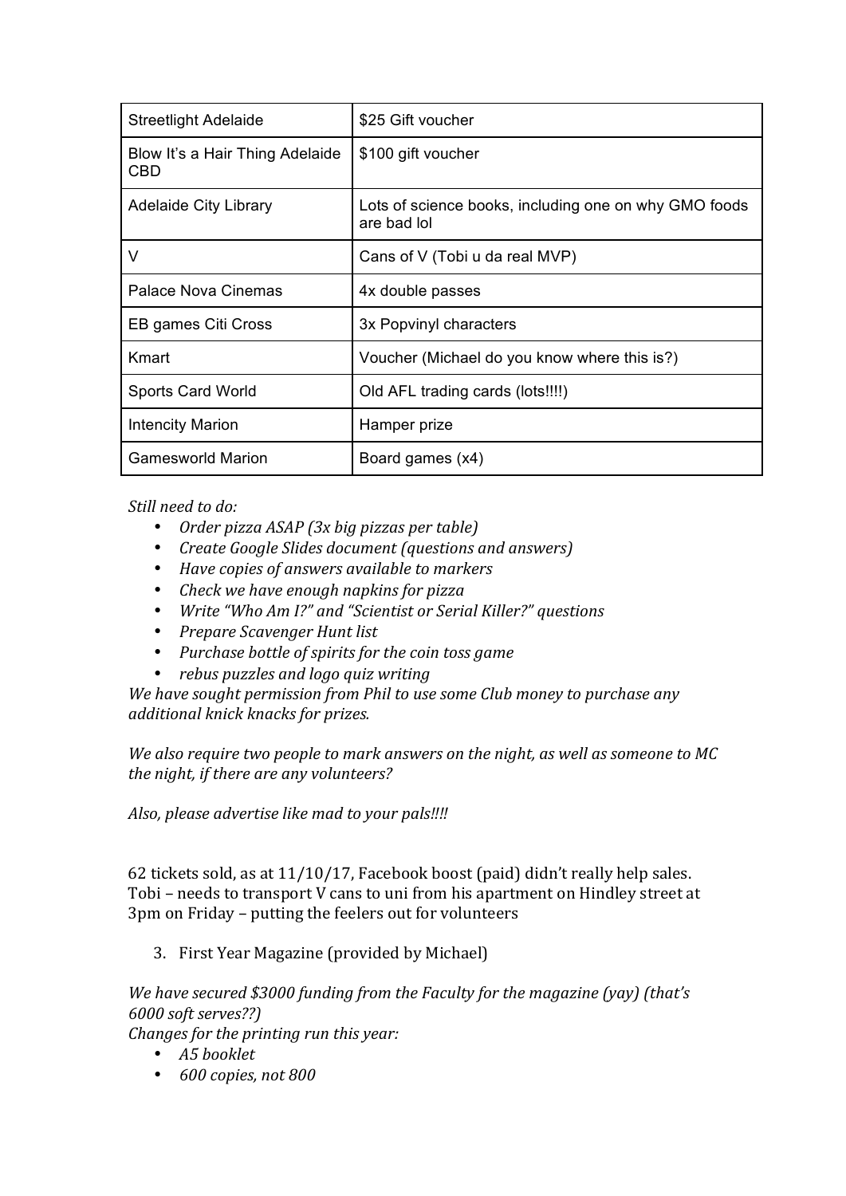| Streetlight Adelaide | $25 Gift voucher |
|---|---|
| Blow It's a Hair Thing Adelaide CBD | $100 gift voucher |
| Adelaide City Library | Lots of science books, including one on why GMO foods are bad lol |
| V | Cans of V (Tobi u da real MVP) |
| Palace Nova Cinemas | 4x double passes |
| EB games Citi Cross | 3x Popvinyl characters |
| Kmart | Voucher (Michael do you know where this is?) |
| Sports Card World | Old AFL trading cards (lots!!!!) |
| Intencity Marion | Hamper prize |
| Gamesworld Marion | Board games (x4) |

*Still need to do:*

- *Order pizza ASAP (3x big pizzas per table)*
- *Create Google Slides document (questions and answers)*
- *Have copies of answers available to markers*
- *Check we have enough napkins for pizza*
- *Write "Who Am I?" and "Scientist or Serial Killer?" questions*
- *Prepare Scavenger Hunt list*
- *Purchase bottle of spirits for the coin toss game*
- *rebus puzzles and logo quiz writing*

*We have sought permission from Phil to use some Club money to purchase any additional knick knacks for prizes.*

*We also require two people to mark answers on the night, as well as someone to MC the night, if there are any volunteers?*

*Also, please advertise like mad to your pals!!!!*

62 tickets sold, as at 11/10/17, Facebook boost (paid) didn't really help sales.
Tobi – needs to transport V cans to uni from his apartment on Hindley street at 3pm on Friday – putting the feelers out for volunteers

3. First Year Magazine (provided by Michael)

*We have secured $3000 funding from the Faculty for the magazine (yay) (that's 6000 soft serves??)*
*Changes for the printing run this year:*

- *A5 booklet*
- *600 copies, not 800*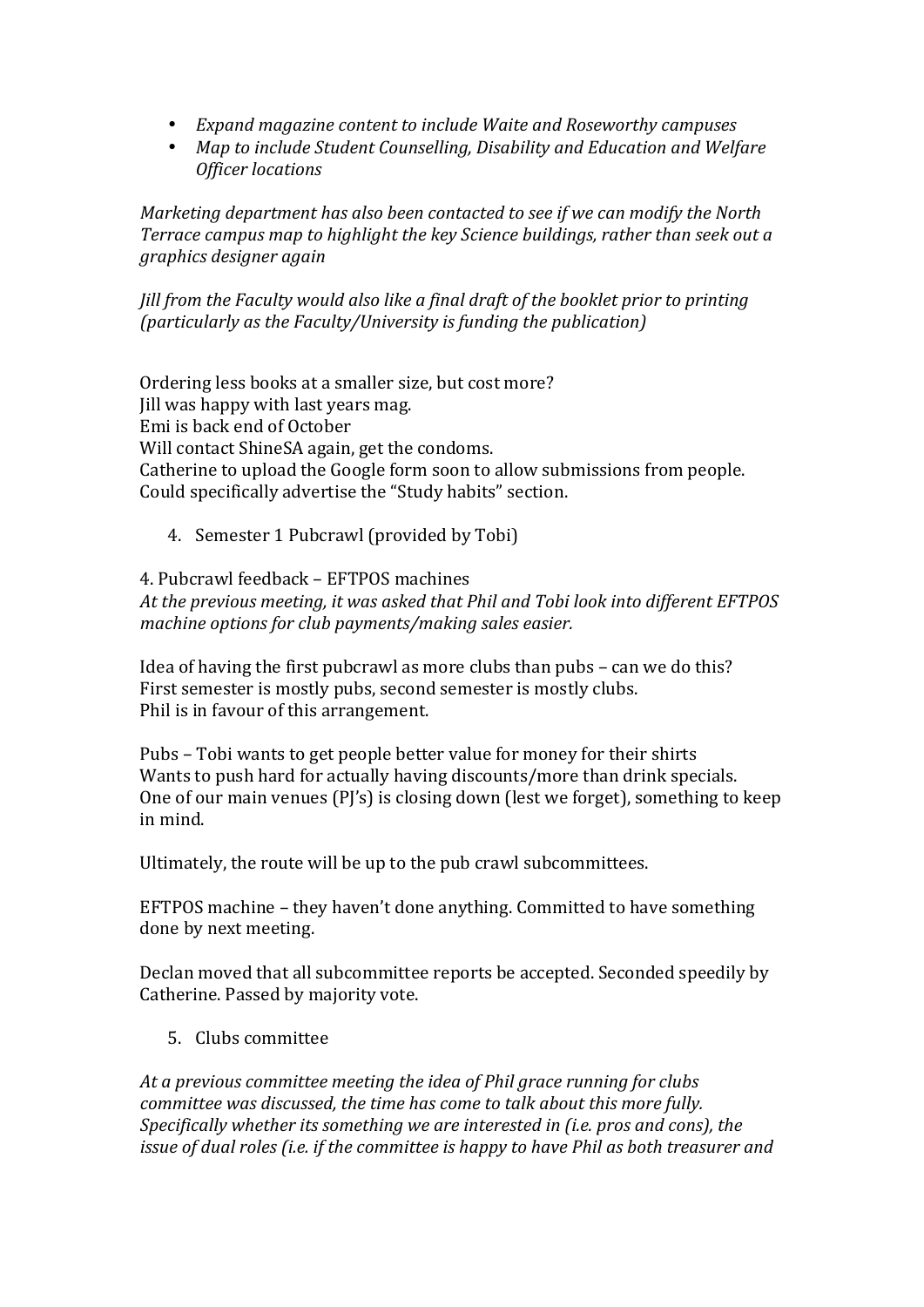- *Expand magazine content to include Waite and Roseworthy campuses*
- *Map to include Student Counselling, Disability and Education and Welfare Officer locations*

*Marketing department has also been contacted to see if we can modify the North Terrace campus map to highlight the key Science buildings, rather than seek out a graphics designer again*

*Jill from the Faculty would also like a final draft of the booklet prior to printing (particularly as the Faculty/University is funding the publication)*

Ordering less books at a smaller size, but cost more?
Jill was happy with last years mag.
Emi is back end of October
Will contact ShineSA again, get the condoms.
Catherine to upload the Google form soon to allow submissions from people.
Could specifically advertise the "Study habits" section.

4. Semester 1 Pubcrawl (provided by Tobi)

4. Pubcrawl feedback – EFTPOS machines
*At the previous meeting, it was asked that Phil and Tobi look into different EFTPOS machine options for club payments/making sales easier.*

Idea of having the first pubcrawl as more clubs than pubs – can we do this?
First semester is mostly pubs, second semester is mostly clubs.
Phil is in favour of this arrangement.

Pubs – Tobi wants to get people better value for money for their shirts
Wants to push hard for actually having discounts/more than drink specials.
One of our main venues (PJ's) is closing down (lest we forget), something to keep in mind.

Ultimately, the route will be up to the pub crawl subcommittees.

EFTPOS machine – they haven't done anything. Committed to have something done by next meeting.

Declan moved that all subcommittee reports be accepted. Seconded speedily by Catherine. Passed by majority vote.

5. Clubs committee

*At a previous committee meeting the idea of Phil grace running for clubs committee was discussed, the time has come to talk about this more fully. Specifically whether its something we are interested in (i.e. pros and cons), the issue of dual roles (i.e. if the committee is happy to have Phil as both treasurer and*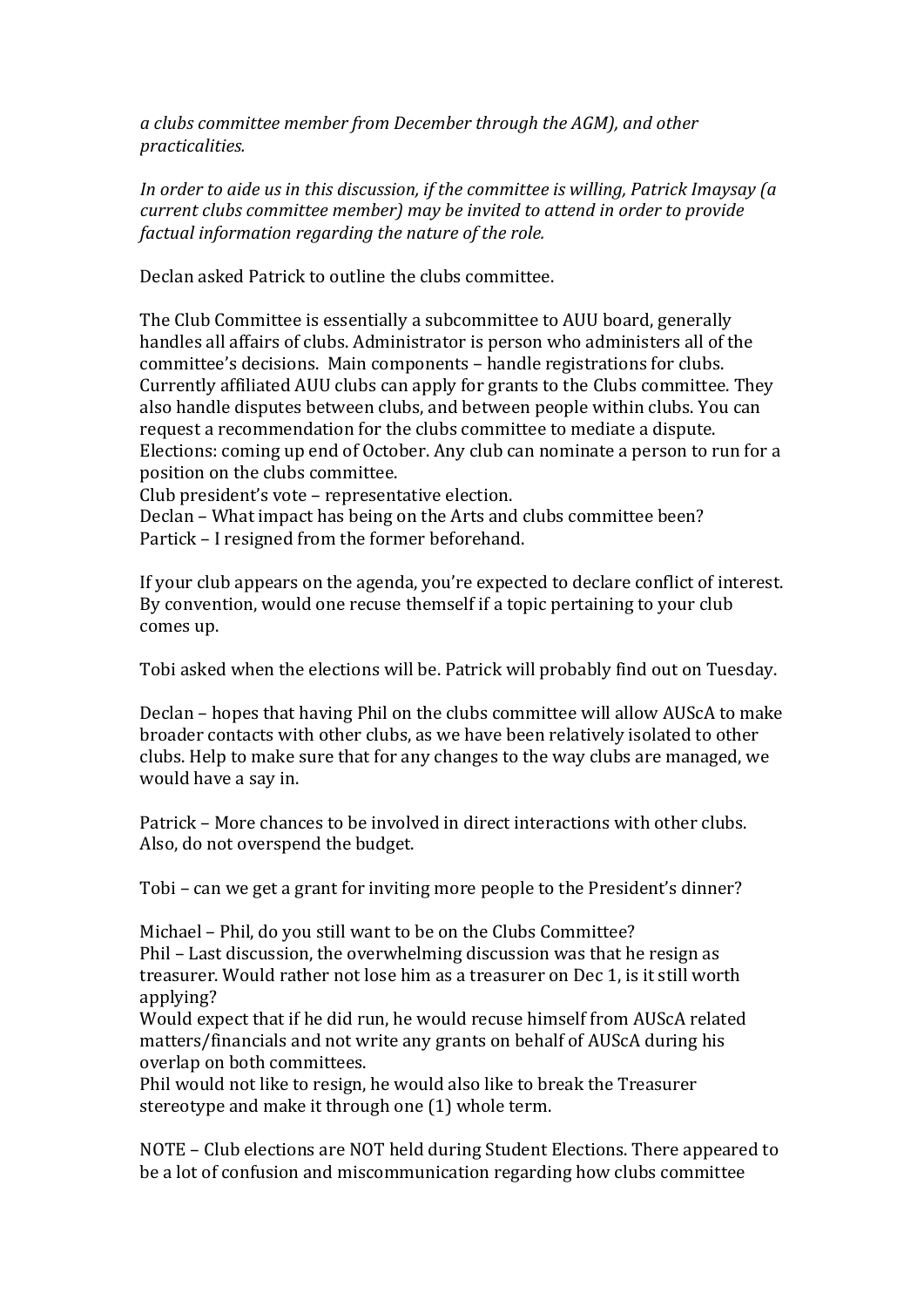*a clubs committee member from December through the AGM), and other practicalities.*

*In order to aide us in this discussion, if the committee is willing, Patrick Imaysay (a current clubs committee member) may be invited to attend in order to provide factual information regarding the nature of the role.*

Declan asked Patrick to outline the clubs committee.

The Club Committee is essentially a subcommittee to AUU board, generally handles all affairs of clubs. Administrator is person who administers all of the committee's decisions. Main components – handle registrations for clubs. Currently affiliated AUU clubs can apply for grants to the Clubs committee. They also handle disputes between clubs, and between people within clubs. You can request a recommendation for the clubs committee to mediate a dispute. Elections: coming up end of October. Any club can nominate a person to run for a position on the clubs committee.
Club president's vote – representative election.
Declan – What impact has being on the Arts and clubs committee been?
Partick – I resigned from the former beforehand.

If your club appears on the agenda, you're expected to declare conflict of interest. By convention, would one recuse themself if a topic pertaining to your club comes up.

Tobi asked when the elections will be. Patrick will probably find out on Tuesday.

Declan – hopes that having Phil on the clubs committee will allow AUScA to make broader contacts with other clubs, as we have been relatively isolated to other clubs. Help to make sure that for any changes to the way clubs are managed, we would have a say in.

Patrick – More chances to be involved in direct interactions with other clubs. Also, do not overspend the budget.

Tobi – can we get a grant for inviting more people to the President's dinner?

Michael – Phil, do you still want to be on the Clubs Committee?
Phil – Last discussion, the overwhelming discussion was that he resign as treasurer. Would rather not lose him as a treasurer on Dec 1, is it still worth applying?
Would expect that if he did run, he would recuse himself from AUScA related matters/financials and not write any grants on behalf of AUScA during his overlap on both committees.
Phil would not like to resign, he would also like to break the Treasurer stereotype and make it through one (1) whole term.

NOTE – Club elections are NOT held during Student Elections. There appeared to be a lot of confusion and miscommunication regarding how clubs committee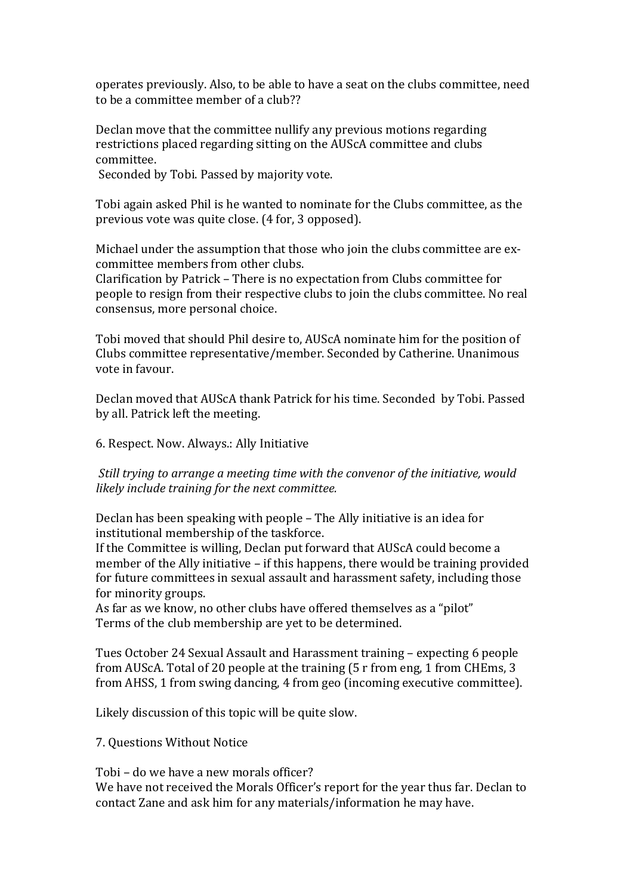operates previously. Also, to be able to have a seat on the clubs committee, need to be a committee member of a club??

Declan move that the committee nullify any previous motions regarding restrictions placed regarding sitting on the AUScA committee and clubs committee.
Seconded by Tobi. Passed by majority vote.

Tobi again asked Phil is he wanted to nominate for the Clubs committee, as the previous vote was quite close. (4 for, 3 opposed).

Michael under the assumption that those who join the clubs committee are ex-committee members from other clubs.
Clarification by Patrick – There is no expectation from Clubs committee for people to resign from their respective clubs to join the clubs committee. No real consensus, more personal choice.

Tobi moved that should Phil desire to, AUScA nominate him for the position of Clubs committee representative/member. Seconded by Catherine. Unanimous vote in favour.

Declan moved that AUScA thank Patrick for his time. Seconded by Tobi. Passed by all. Patrick left the meeting.

6. Respect. Now. Always.: Ally Initiative

*Still trying to arrange a meeting time with the convenor of the initiative, would likely include training for the next committee.*

Declan has been speaking with people – The Ally initiative is an idea for institutional membership of the taskforce.
If the Committee is willing, Declan put forward that AUScA could become a member of the Ally initiative – if this happens, there would be training provided for future committees in sexual assault and harassment safety, including those for minority groups.
As far as we know, no other clubs have offered themselves as a "pilot"
Terms of the club membership are yet to be determined.

Tues October 24 Sexual Assault and Harassment training – expecting 6 people from AUScA. Total of 20 people at the training (5 r from eng, 1 from CHEms, 3 from AHSS, 1 from swing dancing, 4 from geo (incoming executive committee).

Likely discussion of this topic will be quite slow.

7. Questions Without Notice

Tobi – do we have a new morals officer?
We have not received the Morals Officer's report for the year thus far. Declan to contact Zane and ask him for any materials/information he may have.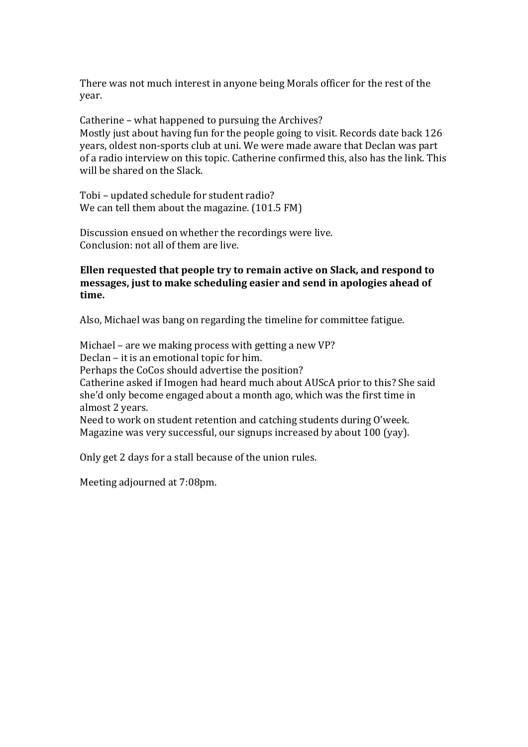There was not much interest in anyone being Morals officer for the rest of the year.

Catherine – what happened to pursuing the Archives?
Mostly just about having fun for the people going to visit. Records date back 126 years, oldest non-sports club at uni. We were made aware that Declan was part of a radio interview on this topic. Catherine confirmed this, also has the link. This will be shared on the Slack.

Tobi – updated schedule for student radio?
We can tell them about the magazine. (101.5 FM)

Discussion ensued on whether the recordings were live.
Conclusion: not all of them are live.

**Ellen requested that people try to remain active on Slack, and respond to messages, just to make scheduling easier and send in apologies ahead of time.**

Also, Michael was bang on regarding the timeline for committee fatigue.

Michael – are we making process with getting a new VP?
Declan – it is an emotional topic for him.
Perhaps the CoCos should advertise the position?
Catherine asked if Imogen had heard much about AUScA prior to this? She said she'd only become engaged about a month ago, which was the first time in almost 2 years.
Need to work on student retention and catching students during O'week.
Magazine was very successful, our signups increased by about 100 (yay).

Only get 2 days for a stall because of the union rules.

Meeting adjourned at 7:08pm.